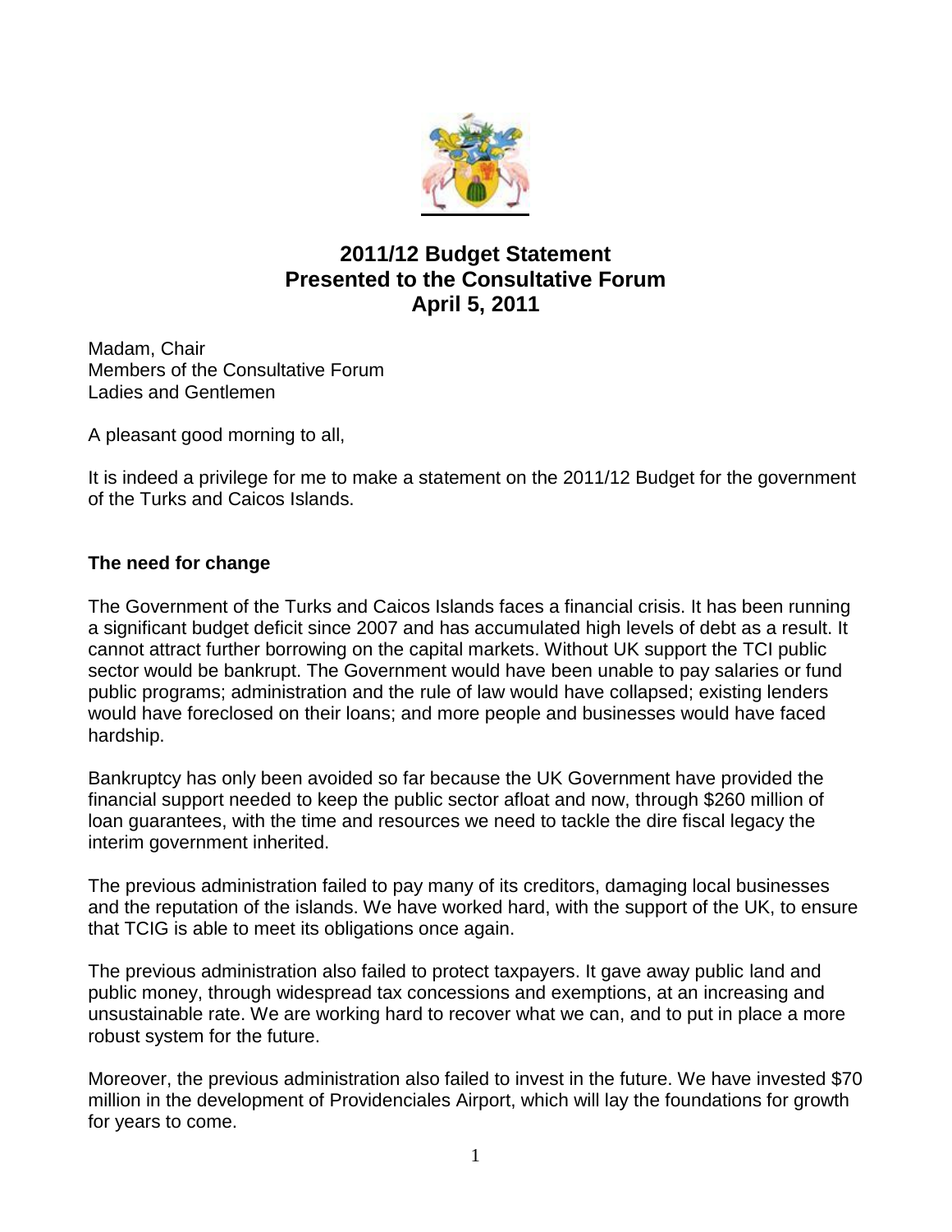# 2011/12 Budget Statement
# Presented to the Consultative Forum
# April 5, 2011

Madam, Chair
Members of the Consultative Forum
Ladies and Gentlemen

A pleasant good morning to all,

It is indeed a privilege for me to make a statement on the 2011/12 Budget for the government of the Turks and Caicos Islands.

## The need for change

The Government of the Turks and Caicos Islands faces a financial crisis. It has been running a significant budget deficit since 2007 and has accumulated high levels of debt as a result. It cannot attract further borrowing on the capital markets. Without UK support the TCI public sector would be bankrupt. The Government would have been unable to pay salaries or fund public programs; administration and the rule of law would have collapsed; existing lenders would have foreclosed on their loans; and more people and businesses would have faced hardship.

Bankruptcy has only been avoided so far because the UK Government have provided the financial support needed to keep the public sector afloat and now, through $260 million of loan guarantees, with the time and resources we need to tackle the dire fiscal legacy the interim government inherited.

The previous administration failed to pay many of its creditors, damaging local businesses and the reputation of the islands. We have worked hard, with the support of the UK, to ensure that TCIG is able to meet its obligations once again.

The previous administration also failed to protect taxpayers. It gave away public land and public money, through widespread tax concessions and exemptions, at an increasing and unsustainable rate. We are working hard to recover what we can, and to put in place a more robust system for the future.

Moreover, the previous administration also failed to invest in the future. We have invested $70 million in the development of Providenciales Airport, which will lay the foundations for growth for years to come.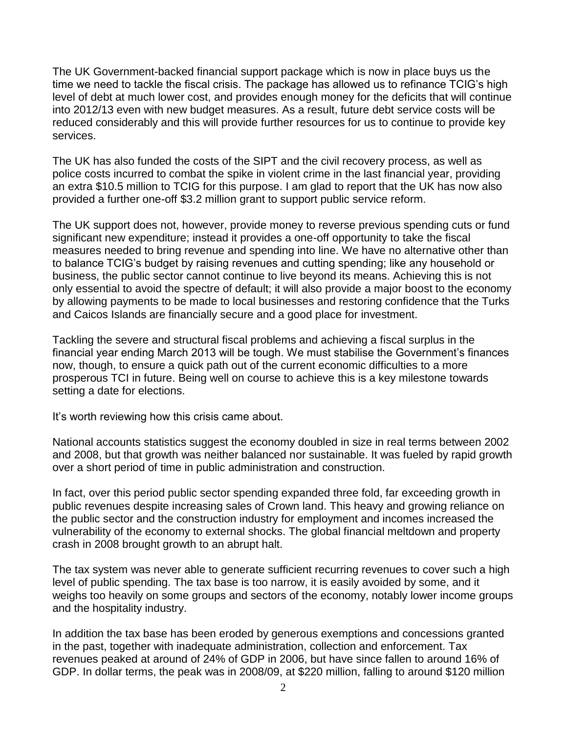The UK Government-backed financial support package which is now in place buys us the time we need to tackle the fiscal crisis. The package has allowed us to refinance TCIG's high level of debt at much lower cost, and provides enough money for the deficits that will continue into 2012/13 even with new budget measures. As a result, future debt service costs will be reduced considerably and this will provide further resources for us to continue to provide key services.

The UK has also funded the costs of the SIPT and the civil recovery process, as well as police costs incurred to combat the spike in violent crime in the last financial year, providing an extra $10.5 million to TCIG for this purpose. I am glad to report that the UK has now also provided a further one-off $3.2 million grant to support public service reform.

The UK support does not, however, provide money to reverse previous spending cuts or fund significant new expenditure; instead it provides a one-off opportunity to take the fiscal measures needed to bring revenue and spending into line. We have no alternative other than to balance TCIG's budget by raising revenues and cutting spending; like any household or business, the public sector cannot continue to live beyond its means. Achieving this is not only essential to avoid the spectre of default; it will also provide a major boost to the economy by allowing payments to be made to local businesses and restoring confidence that the Turks and Caicos Islands are financially secure and a good place for investment.

Tackling the severe and structural fiscal problems and achieving a fiscal surplus in the financial year ending March 2013 will be tough. We must stabilise the Government's finances now, though, to ensure a quick path out of the current economic difficulties to a more prosperous TCI in future. Being well on course to achieve this is a key milestone towards setting a date for elections.

It's worth reviewing how this crisis came about.

National accounts statistics suggest the economy doubled in size in real terms between 2002 and 2008, but that growth was neither balanced nor sustainable. It was fueled by rapid growth over a short period of time in public administration and construction.

In fact, over this period public sector spending expanded three fold, far exceeding growth in public revenues despite increasing sales of Crown land. This heavy and growing reliance on the public sector and the construction industry for employment and incomes increased the vulnerability of the economy to external shocks. The global financial meltdown and property crash in 2008 brought growth to an abrupt halt.

The tax system was never able to generate sufficient recurring revenues to cover such a high level of public spending. The tax base is too narrow, it is easily avoided by some, and it weighs too heavily on some groups and sectors of the economy, notably lower income groups and the hospitality industry.

In addition the tax base has been eroded by generous exemptions and concessions granted in the past, together with inadequate administration, collection and enforcement. Tax revenues peaked at around of 24% of GDP in 2006, but have since fallen to around 16% of GDP. In dollar terms, the peak was in 2008/09, at $220 million, falling to around $120 million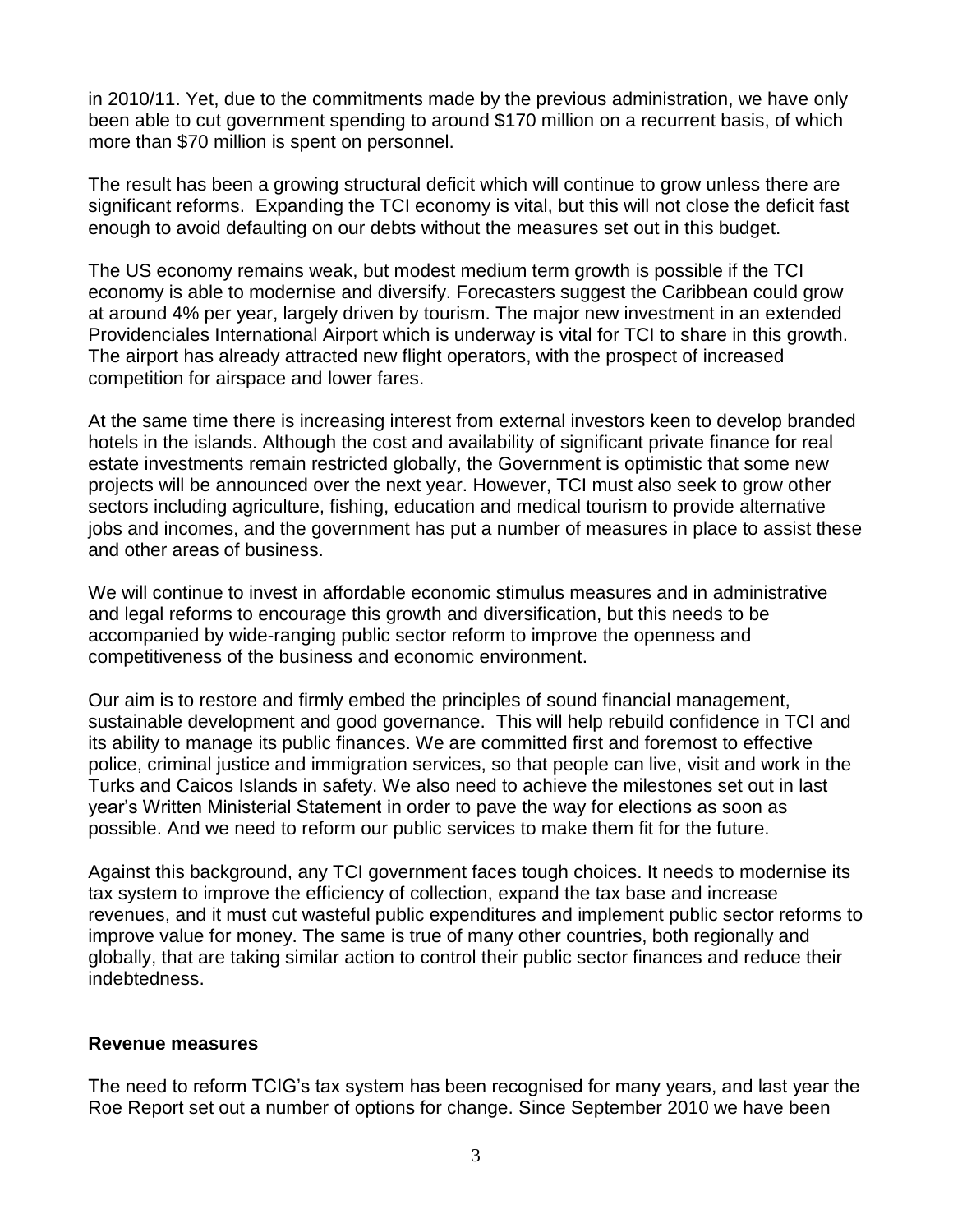in 2010/11. Yet, due to the commitments made by the previous administration, we have only been able to cut government spending to around $170 million on a recurrent basis, of which more than $70 million is spent on personnel.

The result has been a growing structural deficit which will continue to grow unless there are significant reforms. Expanding the TCI economy is vital, but this will not close the deficit fast enough to avoid defaulting on our debts without the measures set out in this budget.

The US economy remains weak, but modest medium term growth is possible if the TCI economy is able to modernise and diversify. Forecasters suggest the Caribbean could grow at around 4% per year, largely driven by tourism. The major new investment in an extended Providenciales International Airport which is underway is vital for TCI to share in this growth. The airport has already attracted new flight operators, with the prospect of increased competition for airspace and lower fares.

At the same time there is increasing interest from external investors keen to develop branded hotels in the islands. Although the cost and availability of significant private finance for real estate investments remain restricted globally, the Government is optimistic that some new projects will be announced over the next year. However, TCI must also seek to grow other sectors including agriculture, fishing, education and medical tourism to provide alternative jobs and incomes, and the government has put a number of measures in place to assist these and other areas of business.

We will continue to invest in affordable economic stimulus measures and in administrative and legal reforms to encourage this growth and diversification, but this needs to be accompanied by wide-ranging public sector reform to improve the openness and competitiveness of the business and economic environment.

Our aim is to restore and firmly embed the principles of sound financial management, sustainable development and good governance. This will help rebuild confidence in TCI and its ability to manage its public finances. We are committed first and foremost to effective police, criminal justice and immigration services, so that people can live, visit and work in the Turks and Caicos Islands in safety. We also need to achieve the milestones set out in last year's Written Ministerial Statement in order to pave the way for elections as soon as possible. And we need to reform our public services to make them fit for the future.

Against this background, any TCI government faces tough choices. It needs to modernise its tax system to improve the efficiency of collection, expand the tax base and increase revenues, and it must cut wasteful public expenditures and implement public sector reforms to improve value for money. The same is true of many other countries, both regionally and globally, that are taking similar action to control their public sector finances and reduce their indebtedness.

**Revenue measures**

The need to reform TCIG's tax system has been recognised for many years, and last year the Roe Report set out a number of options for change. Since September 2010 we have been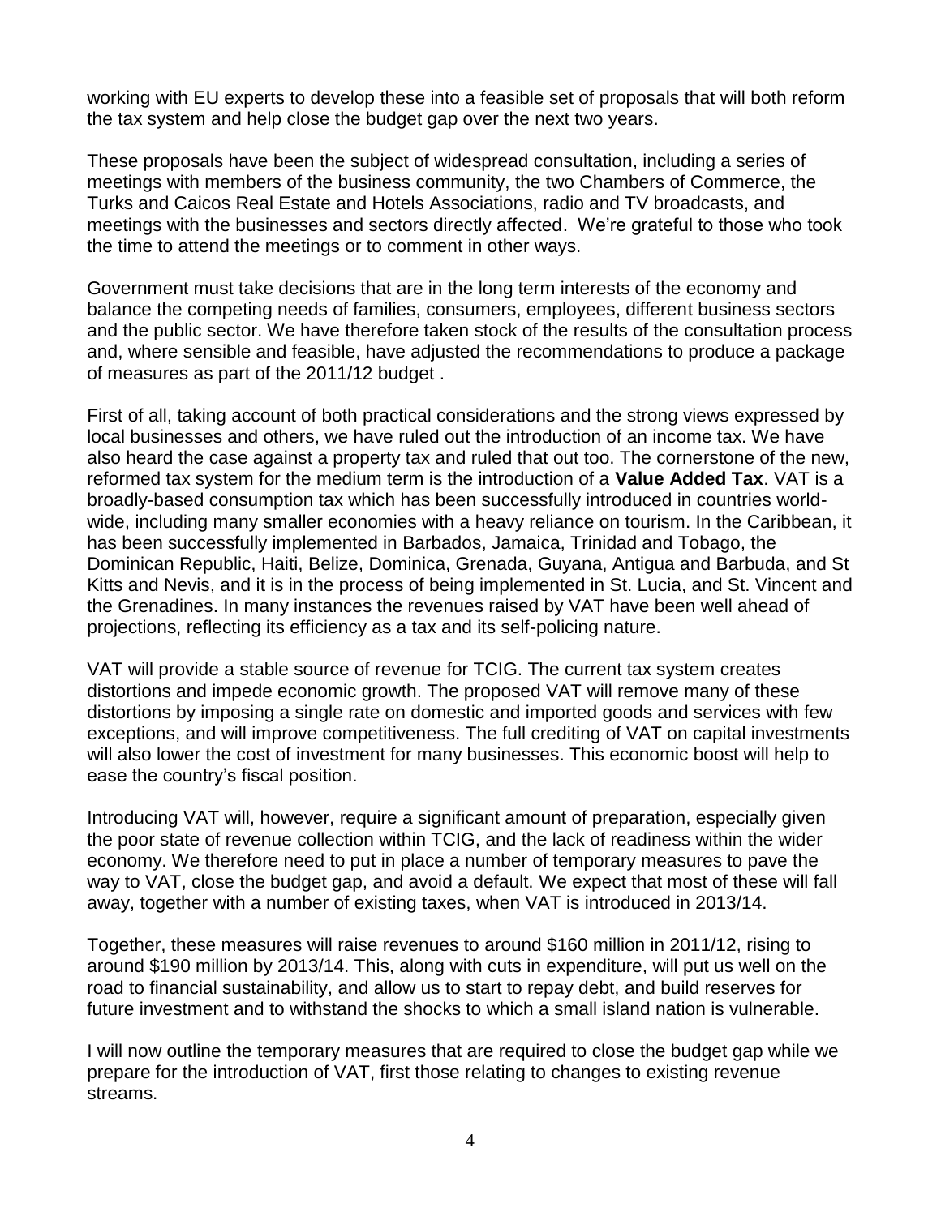working with EU experts to develop these into a feasible set of proposals that will both reform the tax system and help close the budget gap over the next two years.

These proposals have been the subject of widespread consultation, including a series of meetings with members of the business community, the two Chambers of Commerce, the Turks and Caicos Real Estate and Hotels Associations, radio and TV broadcasts, and meetings with the businesses and sectors directly affected. We're grateful to those who took the time to attend the meetings or to comment in other ways.

Government must take decisions that are in the long term interests of the economy and balance the competing needs of families, consumers, employees, different business sectors and the public sector. We have therefore taken stock of the results of the consultation process and, where sensible and feasible, have adjusted the recommendations to produce a package of measures as part of the 2011/12 budget .

First of all, taking account of both practical considerations and the strong views expressed by local businesses and others, we have ruled out the introduction of an income tax. We have also heard the case against a property tax and ruled that out too. The cornerstone of the new, reformed tax system for the medium term is the introduction of a **Value Added Tax**. VAT is a broadly-based consumption tax which has been successfully introduced in countries world-wide, including many smaller economies with a heavy reliance on tourism. In the Caribbean, it has been successfully implemented in Barbados, Jamaica, Trinidad and Tobago, the Dominican Republic, Haiti, Belize, Dominica, Grenada, Guyana, Antigua and Barbuda, and St Kitts and Nevis, and it is in the process of being implemented in St. Lucia, and St. Vincent and the Grenadines. In many instances the revenues raised by VAT have been well ahead of projections, reflecting its efficiency as a tax and its self-policing nature.

VAT will provide a stable source of revenue for TCIG. The current tax system creates distortions and impede economic growth. The proposed VAT will remove many of these distortions by imposing a single rate on domestic and imported goods and services with few exceptions, and will improve competitiveness. The full crediting of VAT on capital investments will also lower the cost of investment for many businesses. This economic boost will help to ease the country's fiscal position.

Introducing VAT will, however, require a significant amount of preparation, especially given the poor state of revenue collection within TCIG, and the lack of readiness within the wider economy. We therefore need to put in place a number of temporary measures to pave the way to VAT, close the budget gap, and avoid a default. We expect that most of these will fall away, together with a number of existing taxes, when VAT is introduced in 2013/14.

Together, these measures will raise revenues to around $160 million in 2011/12, rising to around $190 million by 2013/14. This, along with cuts in expenditure, will put us well on the road to financial sustainability, and allow us to start to repay debt, and build reserves for future investment and to withstand the shocks to which a small island nation is vulnerable.

I will now outline the temporary measures that are required to close the budget gap while we prepare for the introduction of VAT, first those relating to changes to existing revenue streams.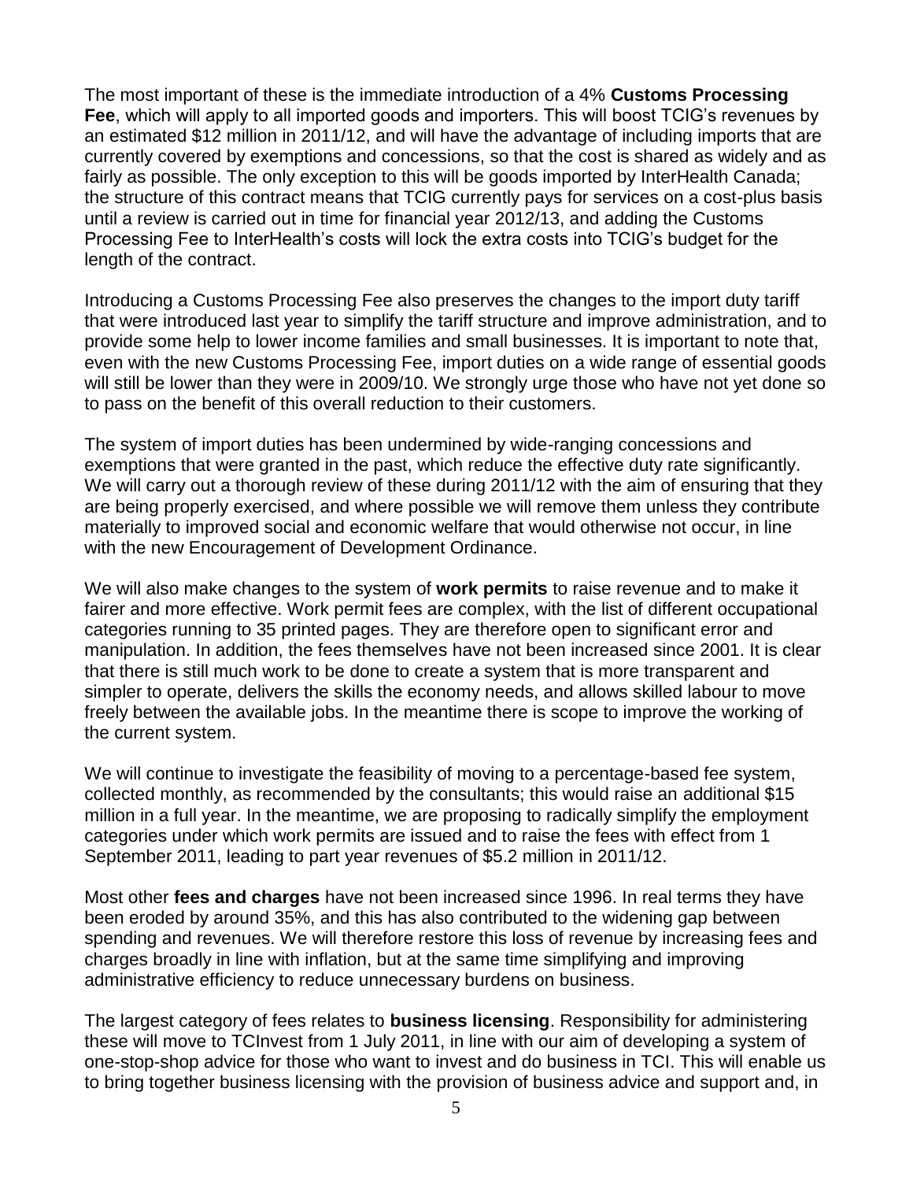The most important of these is the immediate introduction of a 4% **Customs Processing Fee**, which will apply to all imported goods and importers. This will boost TCIG's revenues by an estimated $12 million in 2011/12, and will have the advantage of including imports that are currently covered by exemptions and concessions, so that the cost is shared as widely and as fairly as possible. The only exception to this will be goods imported by InterHealth Canada; the structure of this contract means that TCIG currently pays for services on a cost-plus basis until a review is carried out in time for financial year 2012/13, and adding the Customs Processing Fee to InterHealth's costs will lock the extra costs into TCIG's budget for the length of the contract.

Introducing a Customs Processing Fee also preserves the changes to the import duty tariff that were introduced last year to simplify the tariff structure and improve administration, and to provide some help to lower income families and small businesses. It is important to note that, even with the new Customs Processing Fee, import duties on a wide range of essential goods will still be lower than they were in 2009/10. We strongly urge those who have not yet done so to pass on the benefit of this overall reduction to their customers.

The system of import duties has been undermined by wide-ranging concessions and exemptions that were granted in the past, which reduce the effective duty rate significantly. We will carry out a thorough review of these during 2011/12 with the aim of ensuring that they are being properly exercised, and where possible we will remove them unless they contribute materially to improved social and economic welfare that would otherwise not occur, in line with the new Encouragement of Development Ordinance.

We will also make changes to the system of **work permits** to raise revenue and to make it fairer and more effective. Work permit fees are complex, with the list of different occupational categories running to 35 printed pages. They are therefore open to significant error and manipulation. In addition, the fees themselves have not been increased since 2001. It is clear that there is still much work to be done to create a system that is more transparent and simpler to operate, delivers the skills the economy needs, and allows skilled labour to move freely between the available jobs. In the meantime there is scope to improve the working of the current system.

We will continue to investigate the feasibility of moving to a percentage-based fee system, collected monthly, as recommended by the consultants; this would raise an additional $15 million in a full year. In the meantime, we are proposing to radically simplify the employment categories under which work permits are issued and to raise the fees with effect from 1 September 2011, leading to part year revenues of $5.2 million in 2011/12.

Most other **fees and charges** have not been increased since 1996. In real terms they have been eroded by around 35%, and this has also contributed to the widening gap between spending and revenues. We will therefore restore this loss of revenue by increasing fees and charges broadly in line with inflation, but at the same time simplifying and improving administrative efficiency to reduce unnecessary burdens on business.

The largest category of fees relates to **business licensing**. Responsibility for administering these will move to TCInvest from 1 July 2011, in line with our aim of developing a system of one-stop-shop advice for those who want to invest and do business in TCI. This will enable us to bring together business licensing with the provision of business advice and support and, in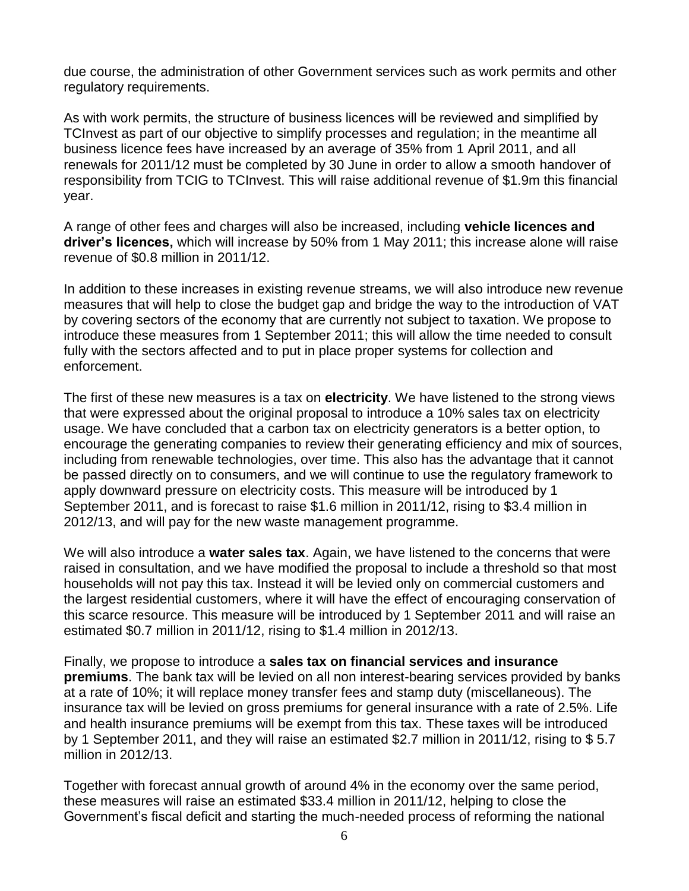due course, the administration of other Government services such as work permits and other regulatory requirements.

As with work permits, the structure of business licences will be reviewed and simplified by TCInvest as part of our objective to simplify processes and regulation; in the meantime all business licence fees have increased by an average of 35% from 1 April 2011, and all renewals for 2011/12 must be completed by 30 June in order to allow a smooth handover of responsibility from TCIG to TCInvest. This will raise additional revenue of $1.9m this financial year.

A range of other fees and charges will also be increased, including **vehicle licences and driver's licences,** which will increase by 50% from 1 May 2011; this increase alone will raise revenue of $0.8 million in 2011/12.

In addition to these increases in existing revenue streams, we will also introduce new revenue measures that will help to close the budget gap and bridge the way to the introduction of VAT by covering sectors of the economy that are currently not subject to taxation. We propose to introduce these measures from 1 September 2011; this will allow the time needed to consult fully with the sectors affected and to put in place proper systems for collection and enforcement.

The first of these new measures is a tax on **electricity**. We have listened to the strong views that were expressed about the original proposal to introduce a 10% sales tax on electricity usage. We have concluded that a carbon tax on electricity generators is a better option, to encourage the generating companies to review their generating efficiency and mix of sources, including from renewable technologies, over time. This also has the advantage that it cannot be passed directly on to consumers, and we will continue to use the regulatory framework to apply downward pressure on electricity costs. This measure will be introduced by 1 September 2011, and is forecast to raise $1.6 million in 2011/12, rising to $3.4 million in 2012/13, and will pay for the new waste management programme.

We will also introduce a **water sales tax**. Again, we have listened to the concerns that were raised in consultation, and we have modified the proposal to include a threshold so that most households will not pay this tax. Instead it will be levied only on commercial customers and the largest residential customers, where it will have the effect of encouraging conservation of this scarce resource. This measure will be introduced by 1 September 2011 and will raise an estimated $0.7 million in 2011/12, rising to $1.4 million in 2012/13.

Finally, we propose to introduce a **sales tax on financial services and insurance premiums**. The bank tax will be levied on all non interest-bearing services provided by banks at a rate of 10%; it will replace money transfer fees and stamp duty (miscellaneous). The insurance tax will be levied on gross premiums for general insurance with a rate of 2.5%. Life and health insurance premiums will be exempt from this tax. These taxes will be introduced by 1 September 2011, and they will raise an estimated $2.7 million in 2011/12, rising to $ 5.7 million in 2012/13.

Together with forecast annual growth of around 4% in the economy over the same period, these measures will raise an estimated $33.4 million in 2011/12, helping to close the Government's fiscal deficit and starting the much-needed process of reforming the national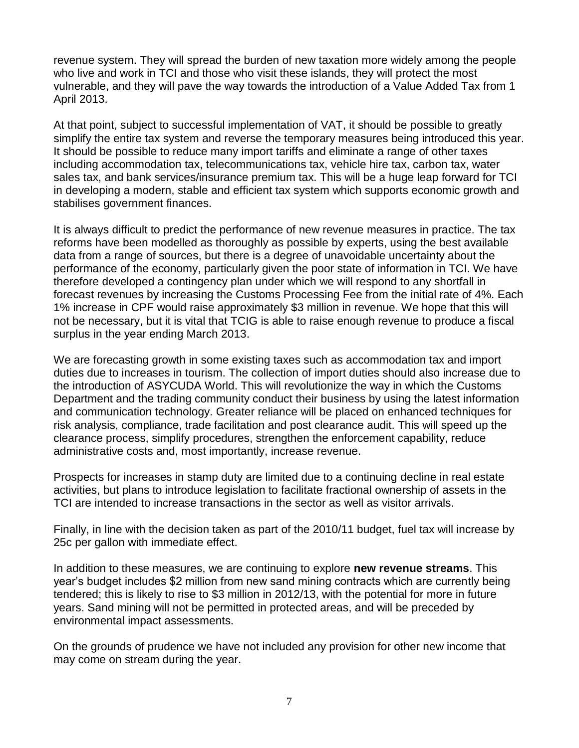revenue system. They will spread the burden of new taxation more widely among the people who live and work in TCI and those who visit these islands, they will protect the most vulnerable, and they will pave the way towards the introduction of a Value Added Tax from 1 April 2013.

At that point, subject to successful implementation of VAT, it should be possible to greatly simplify the entire tax system and reverse the temporary measures being introduced this year. It should be possible to reduce many import tariffs and eliminate a range of other taxes including accommodation tax, telecommunications tax, vehicle hire tax, carbon tax, water sales tax, and bank services/insurance premium tax. This will be a huge leap forward for TCI in developing a modern, stable and efficient tax system which supports economic growth and stabilises government finances.

It is always difficult to predict the performance of new revenue measures in practice. The tax reforms have been modelled as thoroughly as possible by experts, using the best available data from a range of sources, but there is a degree of unavoidable uncertainty about the performance of the economy, particularly given the poor state of information in TCI. We have therefore developed a contingency plan under which we will respond to any shortfall in forecast revenues by increasing the Customs Processing Fee from the initial rate of 4%. Each 1% increase in CPF would raise approximately $3 million in revenue. We hope that this will not be necessary, but it is vital that TCIG is able to raise enough revenue to produce a fiscal surplus in the year ending March 2013.

We are forecasting growth in some existing taxes such as accommodation tax and import duties due to increases in tourism. The collection of import duties should also increase due to the introduction of ASYCUDA World. This will revolutionize the way in which the Customs Department and the trading community conduct their business by using the latest information and communication technology. Greater reliance will be placed on enhanced techniques for risk analysis, compliance, trade facilitation and post clearance audit. This will speed up the clearance process, simplify procedures, strengthen the enforcement capability, reduce administrative costs and, most importantly, increase revenue.

Prospects for increases in stamp duty are limited due to a continuing decline in real estate activities, but plans to introduce legislation to facilitate fractional ownership of assets in the TCI are intended to increase transactions in the sector as well as visitor arrivals.

Finally, in line with the decision taken as part of the 2010/11 budget, fuel tax will increase by 25c per gallon with immediate effect.

In addition to these measures, we are continuing to explore **new revenue streams**. This year's budget includes $2 million from new sand mining contracts which are currently being tendered; this is likely to rise to $3 million in 2012/13, with the potential for more in future years. Sand mining will not be permitted in protected areas, and will be preceded by environmental impact assessments.

On the grounds of prudence we have not included any provision for other new income that may come on stream during the year.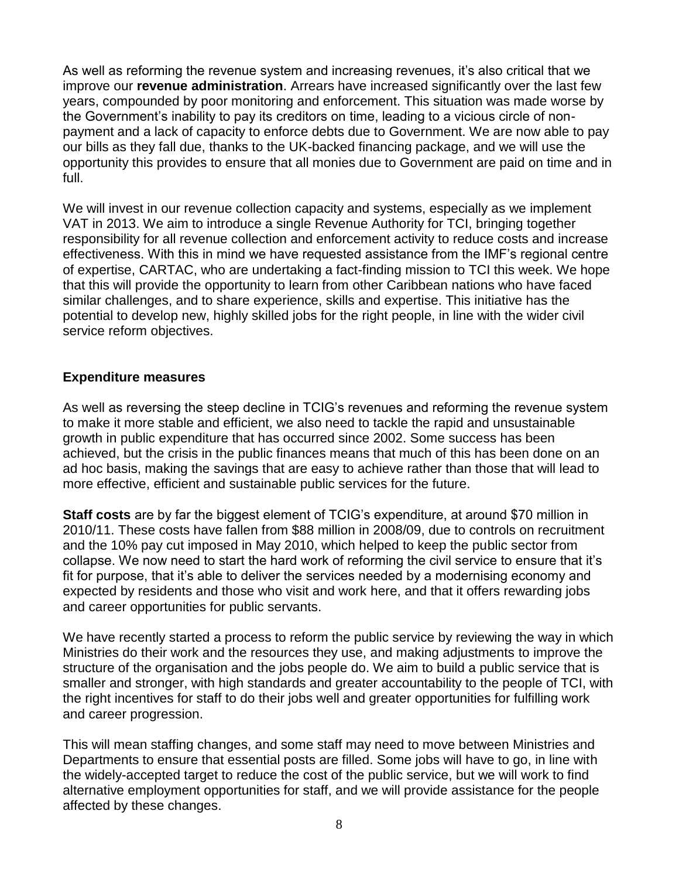As well as reforming the revenue system and increasing revenues, it's also critical that we improve our **revenue administration**. Arrears have increased significantly over the last few years, compounded by poor monitoring and enforcement. This situation was made worse by the Government's inability to pay its creditors on time, leading to a vicious circle of non-payment and a lack of capacity to enforce debts due to Government. We are now able to pay our bills as they fall due, thanks to the UK-backed financing package, and we will use the opportunity this provides to ensure that all monies due to Government are paid on time and in full.

We will invest in our revenue collection capacity and systems, especially as we implement VAT in 2013. We aim to introduce a single Revenue Authority for TCI, bringing together responsibility for all revenue collection and enforcement activity to reduce costs and increase effectiveness. With this in mind we have requested assistance from the IMF's regional centre of expertise, CARTAC, who are undertaking a fact-finding mission to TCI this week. We hope that this will provide the opportunity to learn from other Caribbean nations who have faced similar challenges, and to share experience, skills and expertise. This initiative has the potential to develop new, highly skilled jobs for the right people, in line with the wider civil service reform objectives.

**Expenditure measures**

As well as reversing the steep decline in TCIG's revenues and reforming the revenue system to make it more stable and efficient, we also need to tackle the rapid and unsustainable growth in public expenditure that has occurred since 2002. Some success has been achieved, but the crisis in the public finances means that much of this has been done on an ad hoc basis, making the savings that are easy to achieve rather than those that will lead to more effective, efficient and sustainable public services for the future.

**Staff costs** are by far the biggest element of TCIG's expenditure, at around $70 million in 2010/11. These costs have fallen from $88 million in 2008/09, due to controls on recruitment and the 10% pay cut imposed in May 2010, which helped to keep the public sector from collapse. We now need to start the hard work of reforming the civil service to ensure that it's fit for purpose, that it's able to deliver the services needed by a modernising economy and expected by residents and those who visit and work here, and that it offers rewarding jobs and career opportunities for public servants.

We have recently started a process to reform the public service by reviewing the way in which Ministries do their work and the resources they use, and making adjustments to improve the structure of the organisation and the jobs people do. We aim to build a public service that is smaller and stronger, with high standards and greater accountability to the people of TCI, with the right incentives for staff to do their jobs well and greater opportunities for fulfilling work and career progression.

This will mean staffing changes, and some staff may need to move between Ministries and Departments to ensure that essential posts are filled. Some jobs will have to go, in line with the widely-accepted target to reduce the cost of the public service, but we will work to find alternative employment opportunities for staff, and we will provide assistance for the people affected by these changes.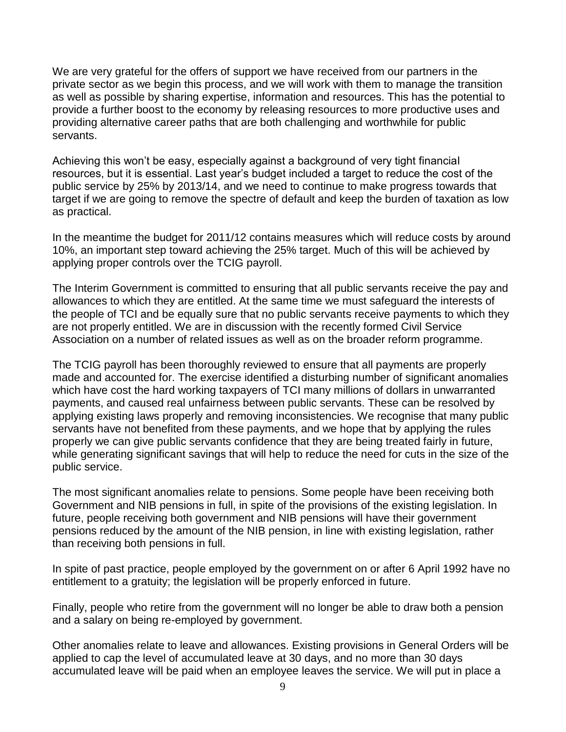We are very grateful for the offers of support we have received from our partners in the private sector as we begin this process, and we will work with them to manage the transition as well as possible by sharing expertise, information and resources. This has the potential to provide a further boost to the economy by releasing resources to more productive uses and providing alternative career paths that are both challenging and worthwhile for public servants.

Achieving this won't be easy, especially against a background of very tight financial resources, but it is essential. Last year's budget included a target to reduce the cost of the public service by 25% by 2013/14, and we need to continue to make progress towards that target if we are going to remove the spectre of default and keep the burden of taxation as low as practical.

In the meantime the budget for 2011/12 contains measures which will reduce costs by around 10%, an important step toward achieving the 25% target. Much of this will be achieved by applying proper controls over the TCIG payroll.

The Interim Government is committed to ensuring that all public servants receive the pay and allowances to which they are entitled. At the same time we must safeguard the interests of the people of TCI and be equally sure that no public servants receive payments to which they are not properly entitled. We are in discussion with the recently formed Civil Service Association on a number of related issues as well as on the broader reform programme.

The TCIG payroll has been thoroughly reviewed to ensure that all payments are properly made and accounted for. The exercise identified a disturbing number of significant anomalies which have cost the hard working taxpayers of TCI many millions of dollars in unwarranted payments, and caused real unfairness between public servants. These can be resolved by applying existing laws properly and removing inconsistencies. We recognise that many public servants have not benefited from these payments, and we hope that by applying the rules properly we can give public servants confidence that they are being treated fairly in future, while generating significant savings that will help to reduce the need for cuts in the size of the public service.

The most significant anomalies relate to pensions. Some people have been receiving both Government and NIB pensions in full, in spite of the provisions of the existing legislation. In future, people receiving both government and NIB pensions will have their government pensions reduced by the amount of the NIB pension, in line with existing legislation, rather than receiving both pensions in full.

In spite of past practice, people employed by the government on or after 6 April 1992 have no entitlement to a gratuity; the legislation will be properly enforced in future.

Finally, people who retire from the government will no longer be able to draw both a pension and a salary on being re-employed by government.

Other anomalies relate to leave and allowances. Existing provisions in General Orders will be applied to cap the level of accumulated leave at 30 days, and no more than 30 days accumulated leave will be paid when an employee leaves the service. We will put in place a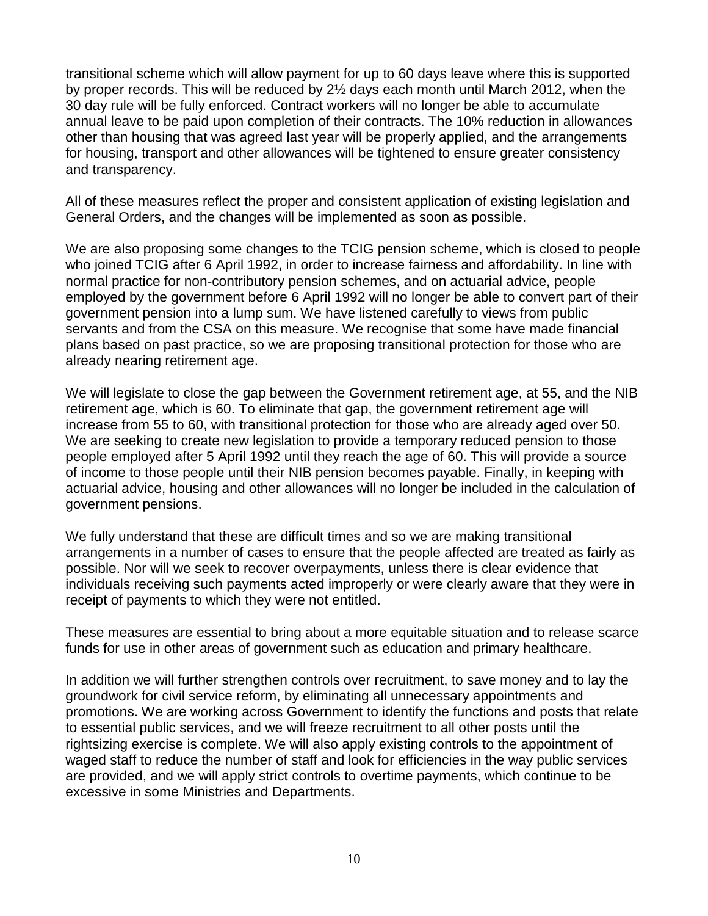transitional scheme which will allow payment for up to 60 days leave where this is supported by proper records. This will be reduced by 2½ days each month until March 2012, when the 30 day rule will be fully enforced. Contract workers will no longer be able to accumulate annual leave to be paid upon completion of their contracts. The 10% reduction in allowances other than housing that was agreed last year will be properly applied, and the arrangements for housing, transport and other allowances will be tightened to ensure greater consistency and transparency.

All of these measures reflect the proper and consistent application of existing legislation and General Orders, and the changes will be implemented as soon as possible.

We are also proposing some changes to the TCIG pension scheme, which is closed to people who joined TCIG after 6 April 1992, in order to increase fairness and affordability. In line with normal practice for non-contributory pension schemes, and on actuarial advice, people employed by the government before 6 April 1992 will no longer be able to convert part of their government pension into a lump sum. We have listened carefully to views from public servants and from the CSA on this measure. We recognise that some have made financial plans based on past practice, so we are proposing transitional protection for those who are already nearing retirement age.

We will legislate to close the gap between the Government retirement age, at 55, and the NIB retirement age, which is 60. To eliminate that gap, the government retirement age will increase from 55 to 60, with transitional protection for those who are already aged over 50. We are seeking to create new legislation to provide a temporary reduced pension to those people employed after 5 April 1992 until they reach the age of 60. This will provide a source of income to those people until their NIB pension becomes payable. Finally, in keeping with actuarial advice, housing and other allowances will no longer be included in the calculation of government pensions.

We fully understand that these are difficult times and so we are making transitional arrangements in a number of cases to ensure that the people affected are treated as fairly as possible. Nor will we seek to recover overpayments, unless there is clear evidence that individuals receiving such payments acted improperly or were clearly aware that they were in receipt of payments to which they were not entitled.

These measures are essential to bring about a more equitable situation and to release scarce funds for use in other areas of government such as education and primary healthcare.

In addition we will further strengthen controls over recruitment, to save money and to lay the groundwork for civil service reform, by eliminating all unnecessary appointments and promotions. We are working across Government to identify the functions and posts that relate to essential public services, and we will freeze recruitment to all other posts until the rightsizing exercise is complete. We will also apply existing controls to the appointment of waged staff to reduce the number of staff and look for efficiencies in the way public services are provided, and we will apply strict controls to overtime payments, which continue to be excessive in some Ministries and Departments.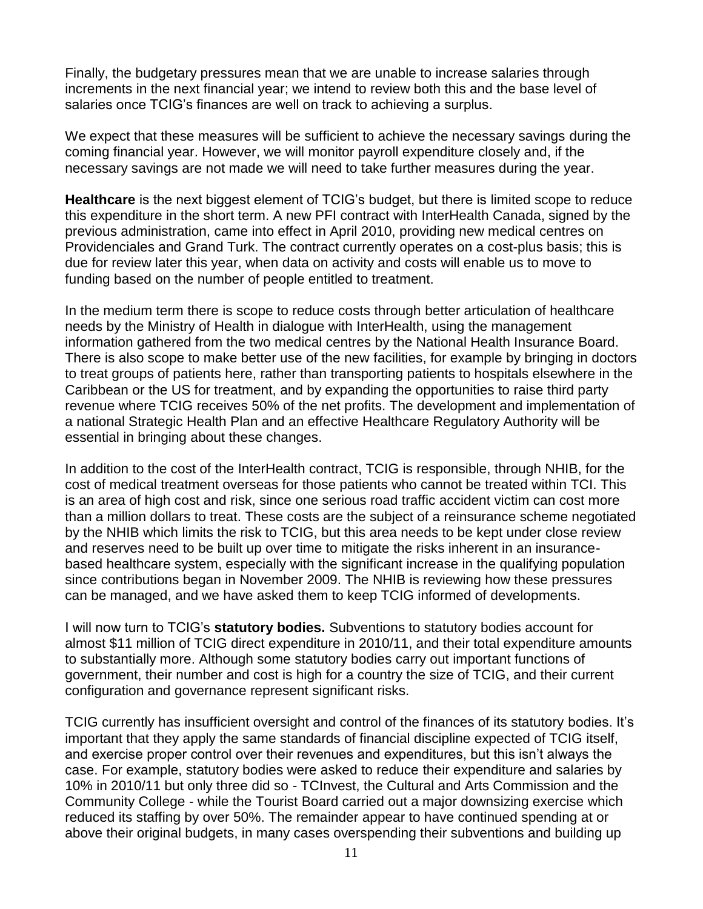Finally, the budgetary pressures mean that we are unable to increase salaries through increments in the next financial year; we intend to review both this and the base level of salaries once TCIG's finances are well on track to achieving a surplus.

We expect that these measures will be sufficient to achieve the necessary savings during the coming financial year. However, we will monitor payroll expenditure closely and, if the necessary savings are not made we will need to take further measures during the year.

**Healthcare** is the next biggest element of TCIG's budget, but there is limited scope to reduce this expenditure in the short term. A new PFI contract with InterHealth Canada, signed by the previous administration, came into effect in April 2010, providing new medical centres on Providenciales and Grand Turk. The contract currently operates on a cost-plus basis; this is due for review later this year, when data on activity and costs will enable us to move to funding based on the number of people entitled to treatment.

In the medium term there is scope to reduce costs through better articulation of healthcare needs by the Ministry of Health in dialogue with InterHealth, using the management information gathered from the two medical centres by the National Health Insurance Board. There is also scope to make better use of the new facilities, for example by bringing in doctors to treat groups of patients here, rather than transporting patients to hospitals elsewhere in the Caribbean or the US for treatment, and by expanding the opportunities to raise third party revenue where TCIG receives 50% of the net profits. The development and implementation of a national Strategic Health Plan and an effective Healthcare Regulatory Authority will be essential in bringing about these changes.

In addition to the cost of the InterHealth contract, TCIG is responsible, through NHIB, for the cost of medical treatment overseas for those patients who cannot be treated within TCI. This is an area of high cost and risk, since one serious road traffic accident victim can cost more than a million dollars to treat. These costs are the subject of a reinsurance scheme negotiated by the NHIB which limits the risk to TCIG, but this area needs to be kept under close review and reserves need to be built up over time to mitigate the risks inherent in an insurance-based healthcare system, especially with the significant increase in the qualifying population since contributions began in November 2009. The NHIB is reviewing how these pressures can be managed, and we have asked them to keep TCIG informed of developments.

I will now turn to TCIG's **statutory bodies.** Subventions to statutory bodies account for almost $11 million of TCIG direct expenditure in 2010/11, and their total expenditure amounts to substantially more. Although some statutory bodies carry out important functions of government, their number and cost is high for a country the size of TCIG, and their current configuration and governance represent significant risks.

TCIG currently has insufficient oversight and control of the finances of its statutory bodies. It's important that they apply the same standards of financial discipline expected of TCIG itself, and exercise proper control over their revenues and expenditures, but this isn't always the case. For example, statutory bodies were asked to reduce their expenditure and salaries by 10% in 2010/11 but only three did so - TCInvest, the Cultural and Arts Commission and the Community College - while the Tourist Board carried out a major downsizing exercise which reduced its staffing by over 50%. The remainder appear to have continued spending at or above their original budgets, in many cases overspending their subventions and building up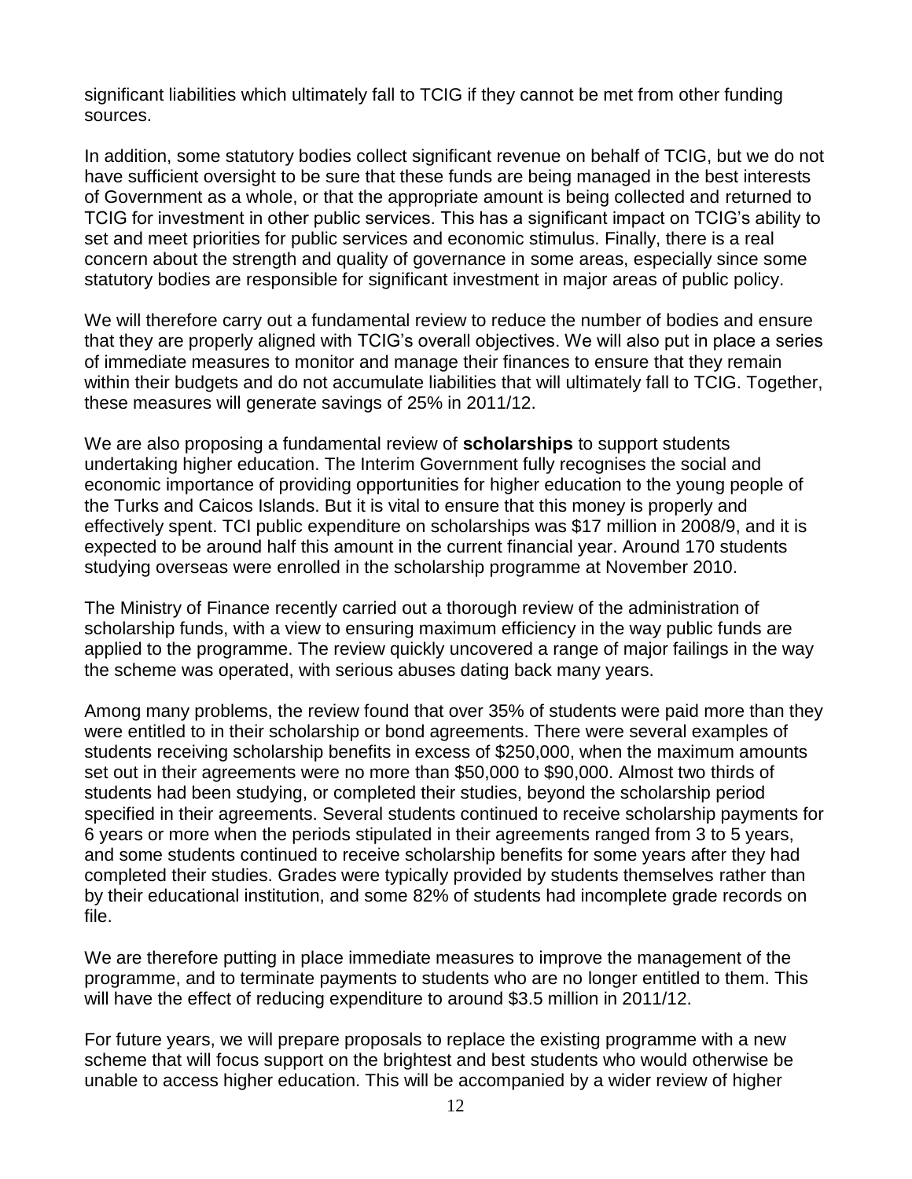significant liabilities which ultimately fall to TCIG if they cannot be met from other funding sources.

In addition, some statutory bodies collect significant revenue on behalf of TCIG, but we do not have sufficient oversight to be sure that these funds are being managed in the best interests of Government as a whole, or that the appropriate amount is being collected and returned to TCIG for investment in other public services. This has a significant impact on TCIG's ability to set and meet priorities for public services and economic stimulus. Finally, there is a real concern about the strength and quality of governance in some areas, especially since some statutory bodies are responsible for significant investment in major areas of public policy.

We will therefore carry out a fundamental review to reduce the number of bodies and ensure that they are properly aligned with TCIG's overall objectives. We will also put in place a series of immediate measures to monitor and manage their finances to ensure that they remain within their budgets and do not accumulate liabilities that will ultimately fall to TCIG. Together, these measures will generate savings of 25% in 2011/12.

We are also proposing a fundamental review of **scholarships** to support students undertaking higher education. The Interim Government fully recognises the social and economic importance of providing opportunities for higher education to the young people of the Turks and Caicos Islands. But it is vital to ensure that this money is properly and effectively spent. TCI public expenditure on scholarships was $17 million in 2008/9, and it is expected to be around half this amount in the current financial year. Around 170 students studying overseas were enrolled in the scholarship programme at November 2010.

The Ministry of Finance recently carried out a thorough review of the administration of scholarship funds, with a view to ensuring maximum efficiency in the way public funds are applied to the programme. The review quickly uncovered a range of major failings in the way the scheme was operated, with serious abuses dating back many years.

Among many problems, the review found that over 35% of students were paid more than they were entitled to in their scholarship or bond agreements. There were several examples of students receiving scholarship benefits in excess of $250,000, when the maximum amounts set out in their agreements were no more than $50,000 to $90,000. Almost two thirds of students had been studying, or completed their studies, beyond the scholarship period specified in their agreements. Several students continued to receive scholarship payments for 6 years or more when the periods stipulated in their agreements ranged from 3 to 5 years, and some students continued to receive scholarship benefits for some years after they had completed their studies. Grades were typically provided by students themselves rather than by their educational institution, and some 82% of students had incomplete grade records on file.

We are therefore putting in place immediate measures to improve the management of the programme, and to terminate payments to students who are no longer entitled to them. This will have the effect of reducing expenditure to around $3.5 million in 2011/12.

For future years, we will prepare proposals to replace the existing programme with a new scheme that will focus support on the brightest and best students who would otherwise be unable to access higher education. This will be accompanied by a wider review of higher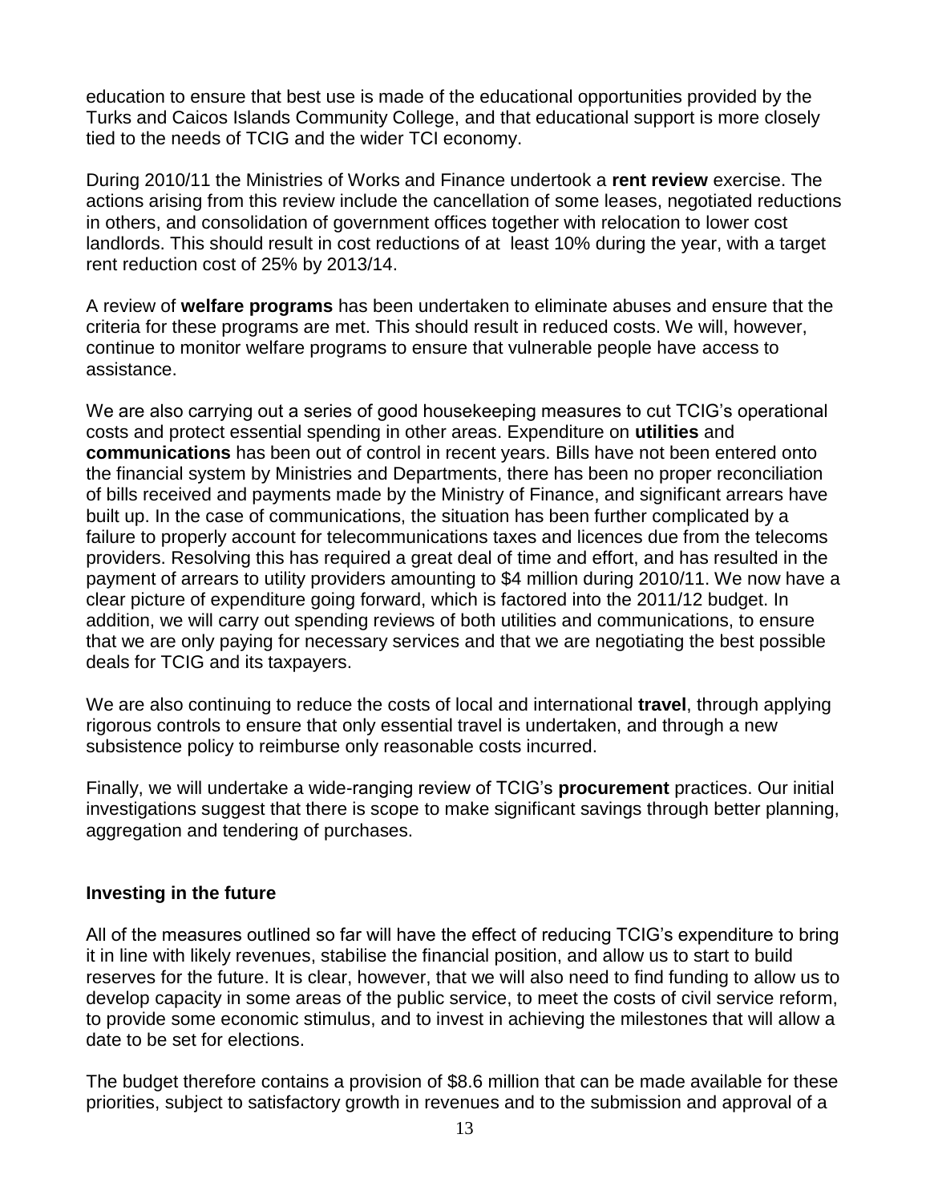education to ensure that best use is made of the educational opportunities provided by the Turks and Caicos Islands Community College, and that educational support is more closely tied to the needs of TCIG and the wider TCI economy.

During 2010/11 the Ministries of Works and Finance undertook a **rent review** exercise. The actions arising from this review include the cancellation of some leases, negotiated reductions in others, and consolidation of government offices together with relocation to lower cost landlords. This should result in cost reductions of at least 10% during the year, with a target rent reduction cost of 25% by 2013/14.

A review of **welfare programs** has been undertaken to eliminate abuses and ensure that the criteria for these programs are met. This should result in reduced costs. We will, however, continue to monitor welfare programs to ensure that vulnerable people have access to assistance.

We are also carrying out a series of good housekeeping measures to cut TCIG's operational costs and protect essential spending in other areas. Expenditure on **utilities** and **communications** has been out of control in recent years. Bills have not been entered onto the financial system by Ministries and Departments, there has been no proper reconciliation of bills received and payments made by the Ministry of Finance, and significant arrears have built up. In the case of communications, the situation has been further complicated by a failure to properly account for telecommunications taxes and licences due from the telecoms providers. Resolving this has required a great deal of time and effort, and has resulted in the payment of arrears to utility providers amounting to $4 million during 2010/11. We now have a clear picture of expenditure going forward, which is factored into the 2011/12 budget. In addition, we will carry out spending reviews of both utilities and communications, to ensure that we are only paying for necessary services and that we are negotiating the best possible deals for TCIG and its taxpayers.

We are also continuing to reduce the costs of local and international **travel**, through applying rigorous controls to ensure that only essential travel is undertaken, and through a new subsistence policy to reimburse only reasonable costs incurred.

Finally, we will undertake a wide-ranging review of TCIG's **procurement** practices. Our initial investigations suggest that there is scope to make significant savings through better planning, aggregation and tendering of purchases.

**Investing in the future**

All of the measures outlined so far will have the effect of reducing TCIG's expenditure to bring it in line with likely revenues, stabilise the financial position, and allow us to start to build reserves for the future. It is clear, however, that we will also need to find funding to allow us to develop capacity in some areas of the public service, to meet the costs of civil service reform, to provide some economic stimulus, and to invest in achieving the milestones that will allow a date to be set for elections.

The budget therefore contains a provision of $8.6 million that can be made available for these priorities, subject to satisfactory growth in revenues and to the submission and approval of a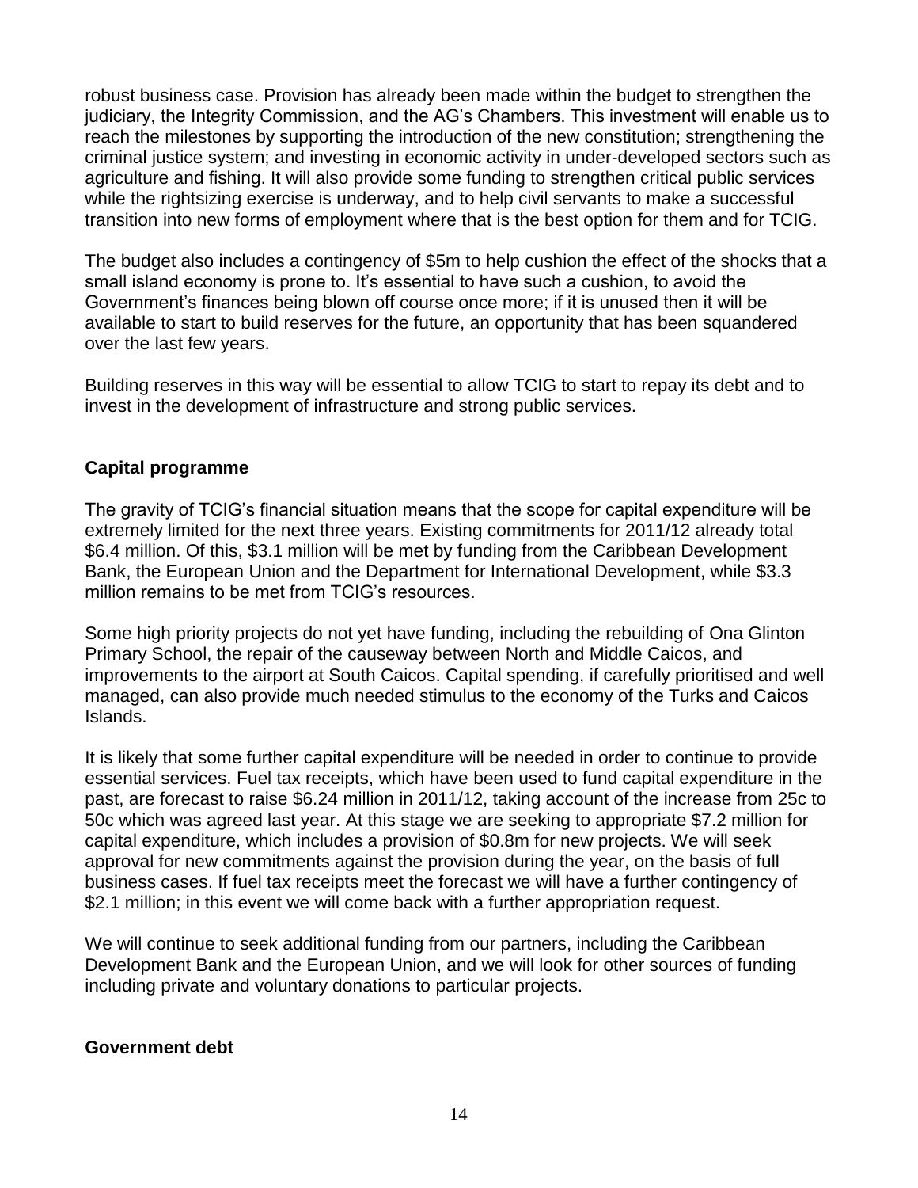robust business case. Provision has already been made within the budget to strengthen the judiciary, the Integrity Commission, and the AG's Chambers. This investment will enable us to reach the milestones by supporting the introduction of the new constitution; strengthening the criminal justice system; and investing in economic activity in under-developed sectors such as agriculture and fishing. It will also provide some funding to strengthen critical public services while the rightsizing exercise is underway, and to help civil servants to make a successful transition into new forms of employment where that is the best option for them and for TCIG.

The budget also includes a contingency of $5m to help cushion the effect of the shocks that a small island economy is prone to. It's essential to have such a cushion, to avoid the Government's finances being blown off course once more; if it is unused then it will be available to start to build reserves for the future, an opportunity that has been squandered over the last few years.

Building reserves in this way will be essential to allow TCIG to start to repay its debt and to invest in the development of infrastructure and strong public services.

**Capital programme**

The gravity of TCIG's financial situation means that the scope for capital expenditure will be extremely limited for the next three years. Existing commitments for 2011/12 already total $6.4 million. Of this, $3.1 million will be met by funding from the Caribbean Development Bank, the European Union and the Department for International Development, while $3.3 million remains to be met from TCIG's resources.

Some high priority projects do not yet have funding, including the rebuilding of Ona Glinton Primary School, the repair of the causeway between North and Middle Caicos, and improvements to the airport at South Caicos. Capital spending, if carefully prioritised and well managed, can also provide much needed stimulus to the economy of the Turks and Caicos Islands.

It is likely that some further capital expenditure will be needed in order to continue to provide essential services. Fuel tax receipts, which have been used to fund capital expenditure in the past, are forecast to raise $6.24 million in 2011/12, taking account of the increase from 25c to 50c which was agreed last year. At this stage we are seeking to appropriate $7.2 million for capital expenditure, which includes a provision of $0.8m for new projects. We will seek approval for new commitments against the provision during the year, on the basis of full business cases. If fuel tax receipts meet the forecast we will have a further contingency of $2.1 million; in this event we will come back with a further appropriation request.

We will continue to seek additional funding from our partners, including the Caribbean Development Bank and the European Union, and we will look for other sources of funding including private and voluntary donations to particular projects.

**Government debt**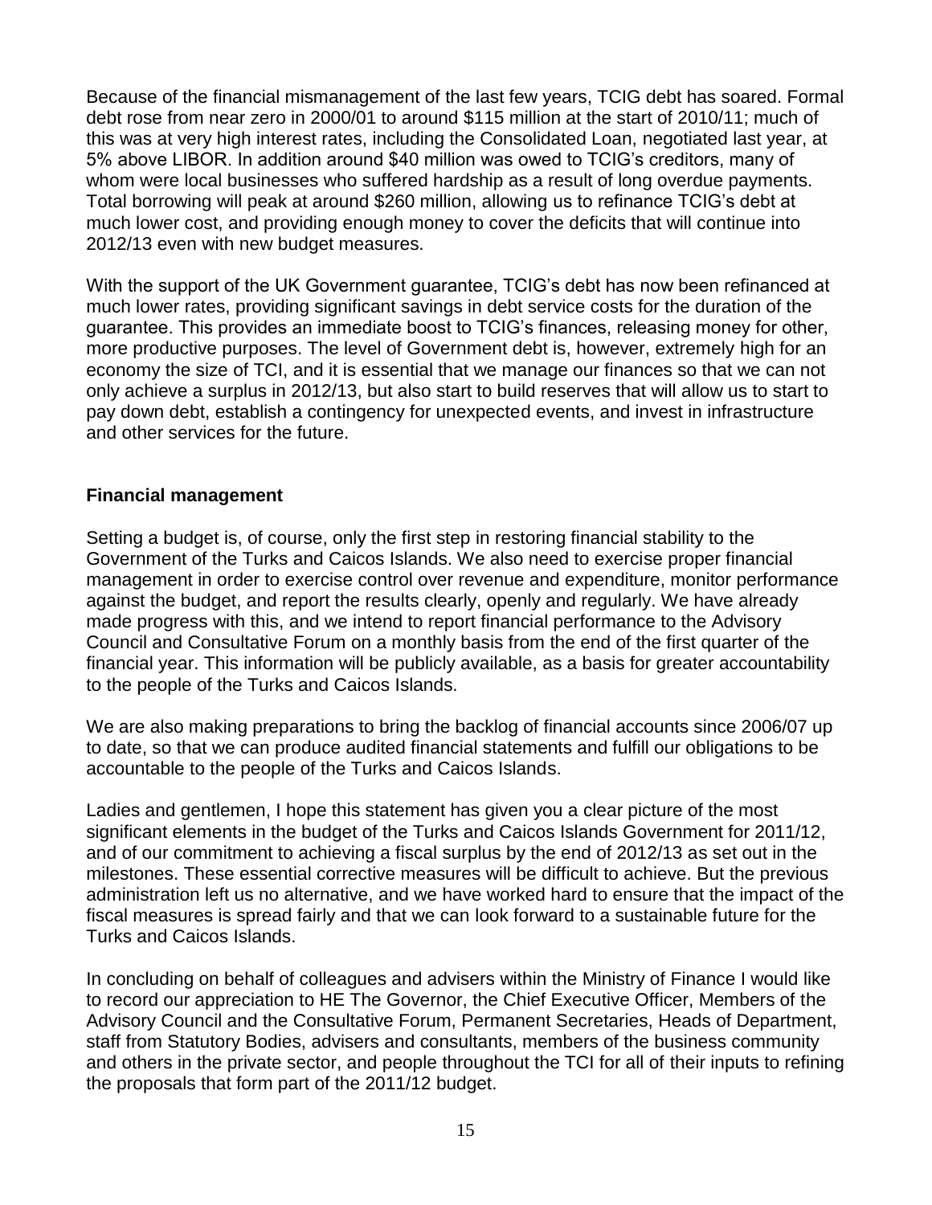Because of the financial mismanagement of the last few years, TCIG debt has soared. Formal debt rose from near zero in 2000/01 to around $115 million at the start of 2010/11; much of this was at very high interest rates, including the Consolidated Loan, negotiated last year, at 5% above LIBOR. In addition around $40 million was owed to TCIG's creditors, many of whom were local businesses who suffered hardship as a result of long overdue payments. Total borrowing will peak at around $260 million, allowing us to refinance TCIG's debt at much lower cost, and providing enough money to cover the deficits that will continue into 2012/13 even with new budget measures.

With the support of the UK Government guarantee, TCIG's debt has now been refinanced at much lower rates, providing significant savings in debt service costs for the duration of the guarantee. This provides an immediate boost to TCIG's finances, releasing money for other, more productive purposes. The level of Government debt is, however, extremely high for an economy the size of TCI, and it is essential that we manage our finances so that we can not only achieve a surplus in 2012/13, but also start to build reserves that will allow us to start to pay down debt, establish a contingency for unexpected events, and invest in infrastructure and other services for the future.

**Financial management**

Setting a budget is, of course, only the first step in restoring financial stability to the Government of the Turks and Caicos Islands. We also need to exercise proper financial management in order to exercise control over revenue and expenditure, monitor performance against the budget, and report the results clearly, openly and regularly. We have already made progress with this, and we intend to report financial performance to the Advisory Council and Consultative Forum on a monthly basis from the end of the first quarter of the financial year. This information will be publicly available, as a basis for greater accountability to the people of the Turks and Caicos Islands.

We are also making preparations to bring the backlog of financial accounts since 2006/07 up to date, so that we can produce audited financial statements and fulfill our obligations to be accountable to the people of the Turks and Caicos Islands.

Ladies and gentlemen, I hope this statement has given you a clear picture of the most significant elements in the budget of the Turks and Caicos Islands Government for 2011/12, and of our commitment to achieving a fiscal surplus by the end of 2012/13 as set out in the milestones. These essential corrective measures will be difficult to achieve. But the previous administration left us no alternative, and we have worked hard to ensure that the impact of the fiscal measures is spread fairly and that we can look forward to a sustainable future for the Turks and Caicos Islands.

In concluding on behalf of colleagues and advisers within the Ministry of Finance I would like to record our appreciation to HE The Governor, the Chief Executive Officer, Members of the Advisory Council and the Consultative Forum, Permanent Secretaries, Heads of Department, staff from Statutory Bodies, advisers and consultants, members of the business community and others in the private sector, and people throughout the TCI for all of their inputs to refining the proposals that form part of the 2011/12 budget.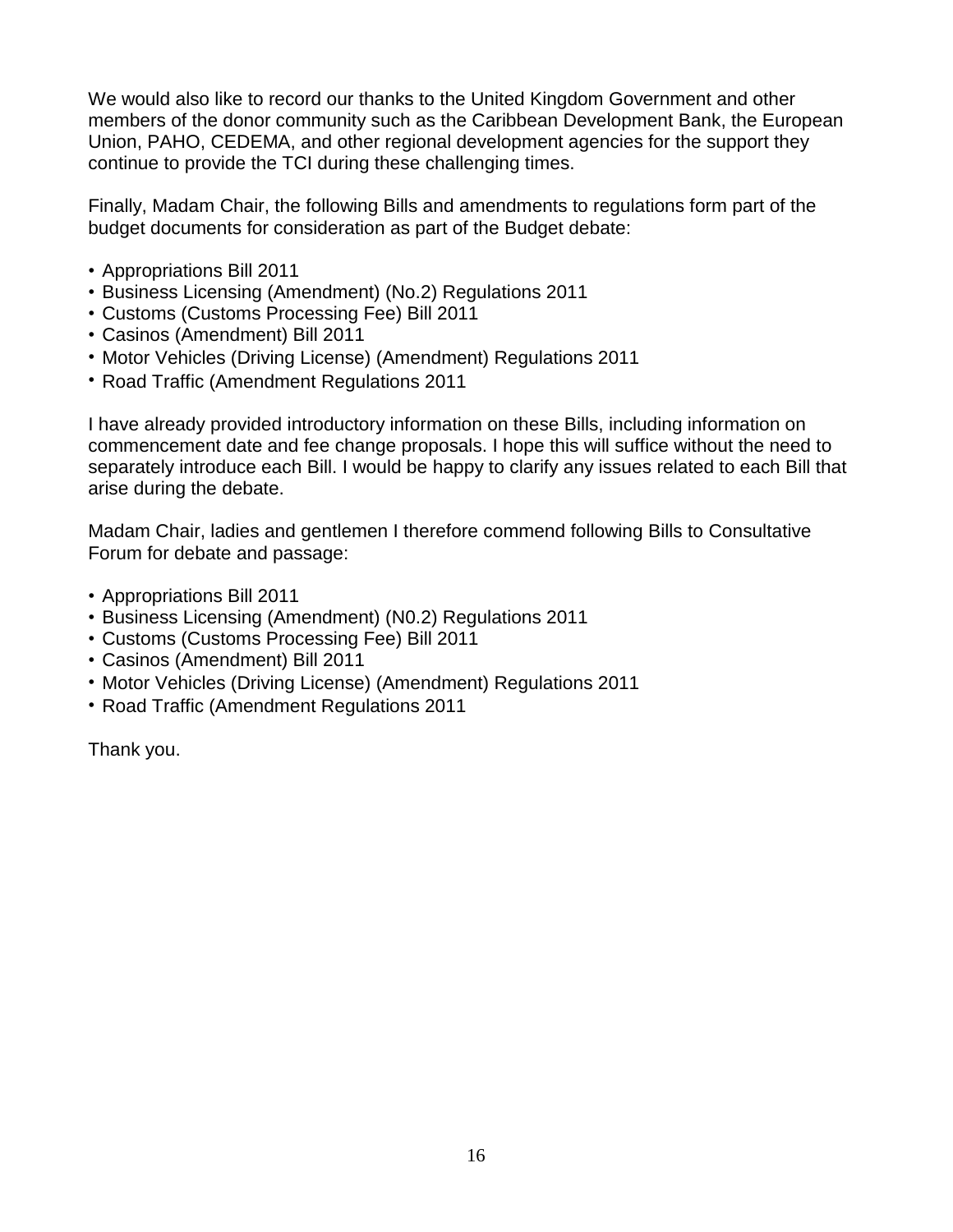We would also like to record our thanks to the United Kingdom Government and other members of the donor community such as the Caribbean Development Bank, the European Union, PAHO, CEDEMA, and other regional development agencies for the support they continue to provide the TCI during these challenging times.

Finally, Madam Chair, the following Bills and amendments to regulations form part of the budget documents for consideration as part of the Budget debate:

- Appropriations Bill 2011
- Business Licensing (Amendment) (No.2) Regulations 2011
- Customs (Customs Processing Fee) Bill 2011
- Casinos (Amendment) Bill 2011
- Motor Vehicles (Driving License) (Amendment) Regulations 2011
- Road Traffic (Amendment Regulations 2011

I have already provided introductory information on these Bills, including information on commencement date and fee change proposals. I hope this will suffice without the need to separately introduce each Bill. I would be happy to clarify any issues related to each Bill that arise during the debate.

Madam Chair, ladies and gentlemen I therefore commend following Bills to Consultative Forum for debate and passage:

- Appropriations Bill 2011
- Business Licensing (Amendment) (N0.2) Regulations 2011
- Customs (Customs Processing Fee) Bill 2011
- Casinos (Amendment) Bill 2011
- Motor Vehicles (Driving License) (Amendment) Regulations 2011
- Road Traffic (Amendment Regulations 2011

Thank you.